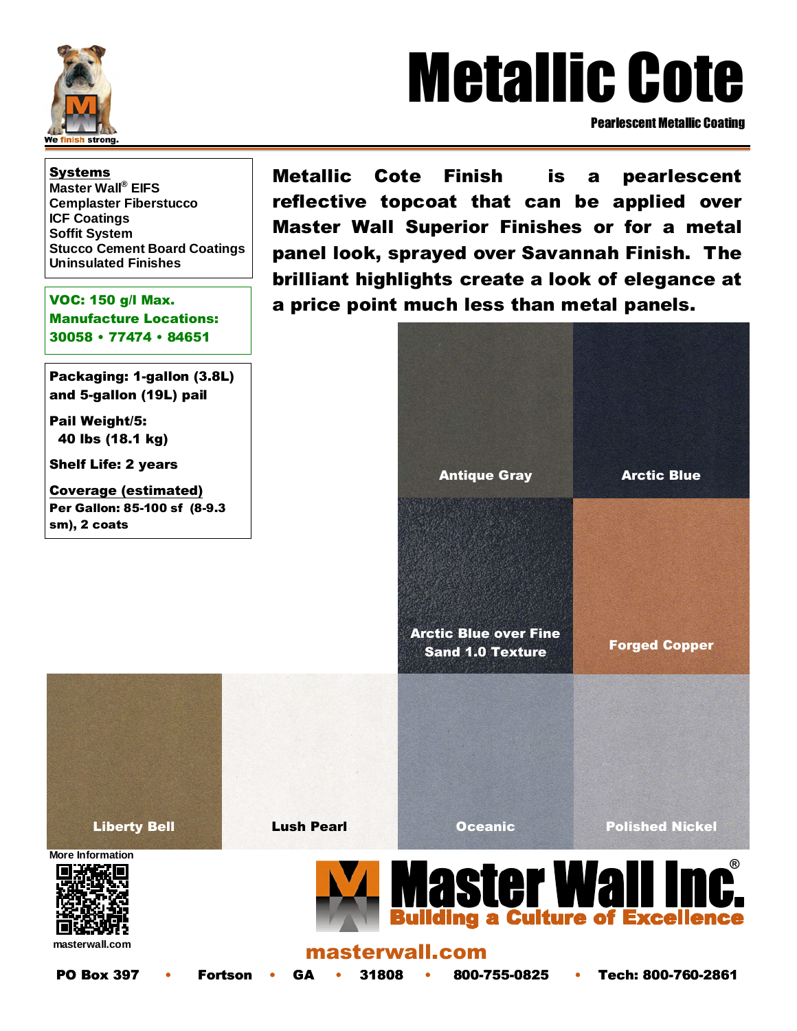We finish strong.

# Metallic Cote

**Pearlescent Metallic Coating**

**Systems**

Master Wall® EIFS
Cemplaster Fiberstucco
ICF Coatings
Soffit System
Stucco Cement Board Coatings
Uninsulated Finishes

**VOC: 150 g/l Max.**
**Manufacture Locations:**
**30058 • 77474 • 84651**

**Packaging: 1-gallon (3.8L) and 5-gallon (19L) pail**

**Pail Weight/5:**
**40 lbs (18.1 kg)**

**Shelf Life: 2 years**

**Coverage (estimated)**
**Per Gallon: 85-100 sf (8-9.3 sm), 2 coats**

**Metallic Cote Finish is a pearlescent reflective topcoat that can be applied over Master Wall Superior Finishes or for a metal panel look, sprayed over Savannah Finish. The brilliant highlights create a look of elegance at a price point much less than metal panels.**

Antique Gray

Arctic Blue

Arctic Blue over Fine Sand 1.0 Texture

Forged Copper

Liberty Bell

Lush Pearl

Oceanic

Polished Nickel

More Information

masterwall.com

**Master Wall Inc.®**
**Building a Culture of Excellence**

**masterwall.com**

**PO Box 397 • Fortson • GA • 31808 • 800-755-0825 • Tech: 800-760-2861**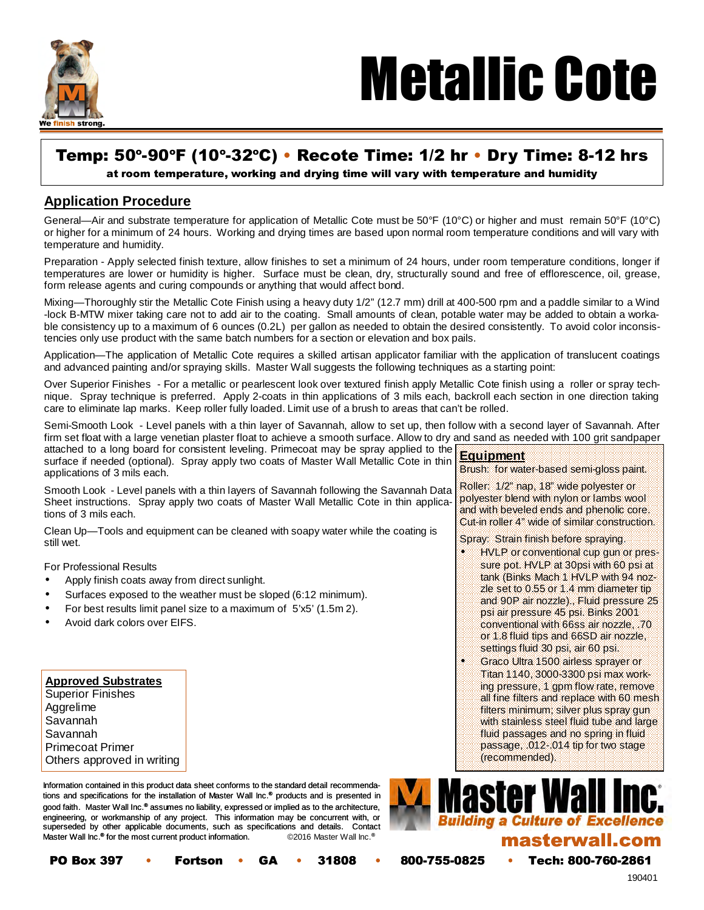# Metallic Cote

**Temp: 50°-90°F (10°-32°C) • Recote Time: 1/2 hr • Dry Time: 8-12 hrs**

**at room temperature, working and drying time will vary with temperature and humidity**

## Application Procedure

General—Air and substrate temperature for application of Metallic Cote must be 50°F (10°C) or higher and must remain 50°F (10°C) or higher for a minimum of 24 hours. Working and drying times are based upon normal room temperature conditions and will vary with temperature and humidity.

Preparation - Apply selected finish texture, allow finishes to set a minimum of 24 hours, under room temperature conditions, longer if temperatures are lower or humidity is higher. Surface must be clean, dry, structurally sound and free of efflorescence, oil, grease, form release agents and curing compounds or anything that would affect bond.

Mixing—Thoroughly stir the Metallic Cote Finish using a heavy duty 1/2" (12.7 mm) drill at 400-500 rpm and a paddle similar to a Wind-lock B-MTW mixer taking care not to add air to the coating. Small amounts of clean, potable water may be added to obtain a workable consistency up to a maximum of 6 ounces (0.2L) per gallon as needed to obtain the desired consistently. To avoid color inconsistencies only use product with the same batch numbers for a section or elevation and box pails.

Application—The application of Metallic Cote requires a skilled artisan applicator familiar with the application of translucent coatings and advanced painting and/or spraying skills. Master Wall suggests the following techniques as a starting point:

Over Superior Finishes - For a metallic or pearlescent look over textured finish apply Metallic Cote finish using a roller or spray technique. Spray technique is preferred. Apply 2-coats in thin applications of 3 mils each, backroll each section in one direction taking care to eliminate lap marks. Keep roller fully loaded. Limit use of a brush to areas that can't be rolled.

Semi-Smooth Look - Level panels with a thin layer of Savannah, allow to set up, then follow with a second layer of Savannah. After firm set float with a large venetian plaster float to achieve a smooth surface. Allow to dry and sand as needed with 100 grit sandpaper attached to a long board for consistent leveling. Primecoat may be spray applied to the surface if needed (optional). Spray apply two coats of Master Wall Metallic Cote in thin applications of 3 mils each.

Smooth Look - Level panels with a thin layers of Savannah following the Savannah Data Sheet instructions. Spray apply two coats of Master Wall Metallic Cote in thin applications of 3 mils each.

Clean Up—Tools and equipment can be cleaned with soapy water while the coating is still wet.

For Professional Results

- Apply finish coats away from direct sunlight.
- Surfaces exposed to the weather must be sloped (6:12 minimum).
- For best results limit panel size to a maximum of 5'x5' (1.5m 2).
- Avoid dark colors over EIFS.

### Equipment

Brush: for water-based semi-gloss paint.

Roller: 1/2" nap, 18" wide polyester or polyester blend with nylon or lambs wool and with beveled ends and phenolic core. Cut-in roller 4" wide of similar construction.

Spray: Strain finish before spraying.

- HVLP or conventional cup gun or pressure pot. HVLP at 30psi with 60 psi at tank (Binks Mach 1 HVLP with 94 nozzle set to 0.55 or 1.4 mm diameter tip and 90P air nozzle).. Fluid pressure 25 psi air pressure 45 psi. Binks 2001 conventional with 66ss air nozzle, .70 or 1.8 fluid tips and 66SD air nozzle, settings fluid 30 psi, air 60 psi.
- Graco Ultra 1500 airless sprayer or Titan 1140, 3000-3300 psi max working pressure, 1 gpm flow rate, remove all fine filters and replace with 60 mesh filters minimum; silver plus spray gun with stainless steel fluid tube and large fluid passages and no spring in fluid passage, .012-.014 tip for two stage (recommended).

### Approved Substrates

Superior Finishes
Aggrelime
Savannah
Savannah
Primecoat Primer
Others approved in writing

Information contained in this product data sheet conforms to the standard detail recommendations and specifications for the installation of Master Wall Inc.® products and is presented in good faith. Master Wall Inc.® assumes no liability, expressed or implied as to the architecture, engineering, or workmanship of any project. This information may be concurrent with, or superseded by other applicable documents, such as specifications and details. Contact Master Wall Inc.® for the most current product information. ©2016 Master Wall Inc.®

**Master Wall Inc.**
*Building a Culture of Excellence*
masterwall.com

PO Box 397 • Fortson • GA • 31808 • 800-755-0825 • Tech: 800-760-2861

190401